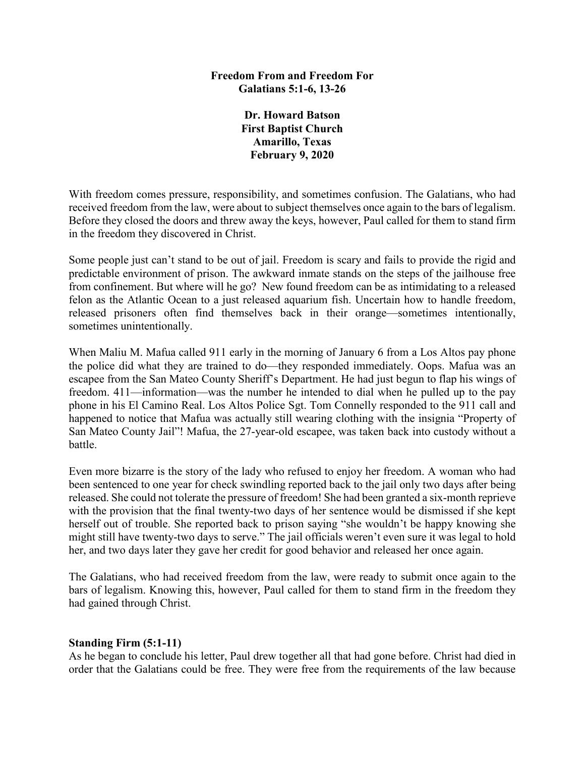**Freedom From and Freedom For**
**Galatians 5:1-6, 13-26**

**Dr. Howard Batson**
**First Baptist Church**
**Amarillo, Texas**
**February 9, 2020**

With freedom comes pressure, responsibility, and sometimes confusion. The Galatians, who had received freedom from the law, were about to subject themselves once again to the bars of legalism. Before they closed the doors and threw away the keys, however, Paul called for them to stand firm in the freedom they discovered in Christ.

Some people just can't stand to be out of jail. Freedom is scary and fails to provide the rigid and predictable environment of prison. The awkward inmate stands on the steps of the jailhouse free from confinement. But where will he go? New found freedom can be as intimidating to a released felon as the Atlantic Ocean to a just released aquarium fish. Uncertain how to handle freedom, released prisoners often find themselves back in their orange—sometimes intentionally, sometimes unintentionally.

When Maliu M. Mafua called 911 early in the morning of January 6 from a Los Altos pay phone the police did what they are trained to do—they responded immediately. Oops. Mafua was an escapee from the San Mateo County Sheriff's Department. He had just begun to flap his wings of freedom. 411—information—was the number he intended to dial when he pulled up to the pay phone in his El Camino Real. Los Altos Police Sgt. Tom Connelly responded to the 911 call and happened to notice that Mafua was actually still wearing clothing with the insignia "Property of San Mateo County Jail"! Mafua, the 27-year-old escapee, was taken back into custody without a battle.

Even more bizarre is the story of the lady who refused to enjoy her freedom. A woman who had been sentenced to one year for check swindling reported back to the jail only two days after being released. She could not tolerate the pressure of freedom! She had been granted a six-month reprieve with the provision that the final twenty-two days of her sentence would be dismissed if she kept herself out of trouble. She reported back to prison saying "she wouldn't be happy knowing she might still have twenty-two days to serve." The jail officials weren't even sure it was legal to hold her, and two days later they gave her credit for good behavior and released her once again.

The Galatians, who had received freedom from the law, were ready to submit once again to the bars of legalism. Knowing this, however, Paul called for them to stand firm in the freedom they had gained through Christ.

**Standing Firm (5:1-11)**
As he began to conclude his letter, Paul drew together all that had gone before. Christ had died in order that the Galatians could be free. They were free from the requirements of the law because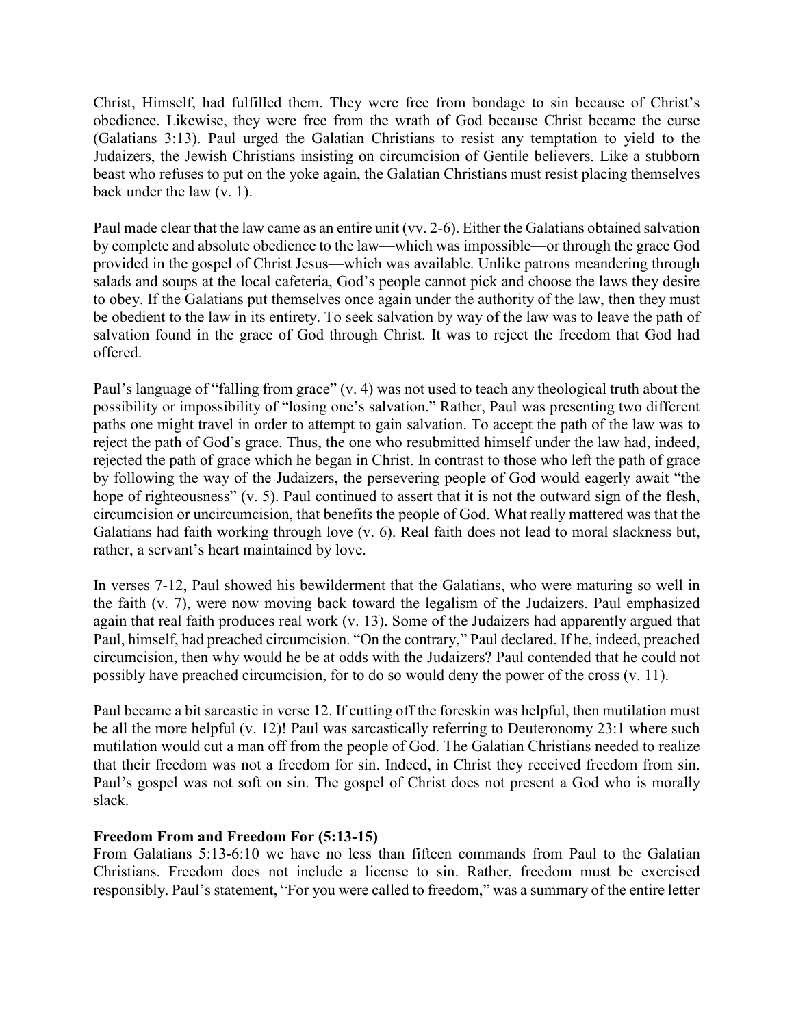Christ, Himself, had fulfilled them. They were free from bondage to sin because of Christ's obedience. Likewise, they were free from the wrath of God because Christ became the curse (Galatians 3:13). Paul urged the Galatian Christians to resist any temptation to yield to the Judaizers, the Jewish Christians insisting on circumcision of Gentile believers. Like a stubborn beast who refuses to put on the yoke again, the Galatian Christians must resist placing themselves back under the law (v. 1).

Paul made clear that the law came as an entire unit (vv. 2-6). Either the Galatians obtained salvation by complete and absolute obedience to the law—which was impossible—or through the grace God provided in the gospel of Christ Jesus—which was available. Unlike patrons meandering through salads and soups at the local cafeteria, God's people cannot pick and choose the laws they desire to obey. If the Galatians put themselves once again under the authority of the law, then they must be obedient to the law in its entirety. To seek salvation by way of the law was to leave the path of salvation found in the grace of God through Christ. It was to reject the freedom that God had offered.

Paul's language of "falling from grace" (v. 4) was not used to teach any theological truth about the possibility or impossibility of "losing one's salvation." Rather, Paul was presenting two different paths one might travel in order to attempt to gain salvation. To accept the path of the law was to reject the path of God's grace. Thus, the one who resubmitted himself under the law had, indeed, rejected the path of grace which he began in Christ. In contrast to those who left the path of grace by following the way of the Judaizers, the persevering people of God would eagerly await "the hope of righteousness" (v. 5). Paul continued to assert that it is not the outward sign of the flesh, circumcision or uncircumcision, that benefits the people of God. What really mattered was that the Galatians had faith working through love (v. 6). Real faith does not lead to moral slackness but, rather, a servant's heart maintained by love.

In verses 7-12, Paul showed his bewilderment that the Galatians, who were maturing so well in the faith (v. 7), were now moving back toward the legalism of the Judaizers. Paul emphasized again that real faith produces real work (v. 13). Some of the Judaizers had apparently argued that Paul, himself, had preached circumcision. "On the contrary," Paul declared. If he, indeed, preached circumcision, then why would he be at odds with the Judaizers? Paul contended that he could not possibly have preached circumcision, for to do so would deny the power of the cross (v. 11).

Paul became a bit sarcastic in verse 12. If cutting off the foreskin was helpful, then mutilation must be all the more helpful (v. 12)! Paul was sarcastically referring to Deuteronomy 23:1 where such mutilation would cut a man off from the people of God. The Galatian Christians needed to realize that their freedom was not a freedom for sin. Indeed, in Christ they received freedom from sin. Paul's gospel was not soft on sin. The gospel of Christ does not present a God who is morally slack.

**Freedom From and Freedom For (5:13-15)**

From Galatians 5:13-6:10 we have no less than fifteen commands from Paul to the Galatian Christians. Freedom does not include a license to sin. Rather, freedom must be exercised responsibly. Paul's statement, "For you were called to freedom," was a summary of the entire letter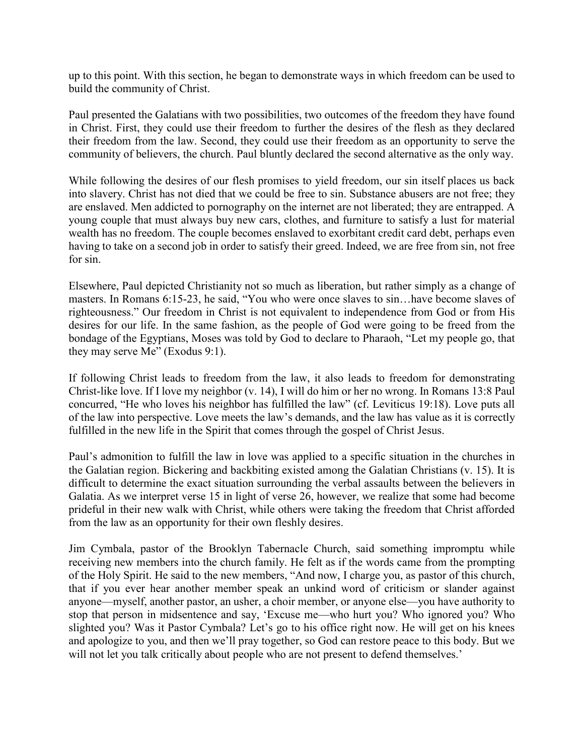up to this point. With this section, he began to demonstrate ways in which freedom can be used to build the community of Christ.

Paul presented the Galatians with two possibilities, two outcomes of the freedom they have found in Christ. First, they could use their freedom to further the desires of the flesh as they declared their freedom from the law. Second, they could use their freedom as an opportunity to serve the community of believers, the church. Paul bluntly declared the second alternative as the only way.

While following the desires of our flesh promises to yield freedom, our sin itself places us back into slavery. Christ has not died that we could be free to sin. Substance abusers are not free; they are enslaved. Men addicted to pornography on the internet are not liberated; they are entrapped. A young couple that must always buy new cars, clothes, and furniture to satisfy a lust for material wealth has no freedom. The couple becomes enslaved to exorbitant credit card debt, perhaps even having to take on a second job in order to satisfy their greed. Indeed, we are free from sin, not free for sin.

Elsewhere, Paul depicted Christianity not so much as liberation, but rather simply as a change of masters. In Romans 6:15-23, he said, "You who were once slaves to sin…have become slaves of righteousness." Our freedom in Christ is not equivalent to independence from God or from His desires for our life. In the same fashion, as the people of God were going to be freed from the bondage of the Egyptians, Moses was told by God to declare to Pharaoh, "Let my people go, that they may serve Me" (Exodus 9:1).

If following Christ leads to freedom from the law, it also leads to freedom for demonstrating Christ-like love. If I love my neighbor (v. 14), I will do him or her no wrong. In Romans 13:8 Paul concurred, "He who loves his neighbor has fulfilled the law" (cf. Leviticus 19:18). Love puts all of the law into perspective. Love meets the law's demands, and the law has value as it is correctly fulfilled in the new life in the Spirit that comes through the gospel of Christ Jesus.

Paul's admonition to fulfill the law in love was applied to a specific situation in the churches in the Galatian region. Bickering and backbiting existed among the Galatian Christians (v. 15). It is difficult to determine the exact situation surrounding the verbal assaults between the believers in Galatia. As we interpret verse 15 in light of verse 26, however, we realize that some had become prideful in their new walk with Christ, while others were taking the freedom that Christ afforded from the law as an opportunity for their own fleshly desires.

Jim Cymbala, pastor of the Brooklyn Tabernacle Church, said something impromptu while receiving new members into the church family. He felt as if the words came from the prompting of the Holy Spirit. He said to the new members, "And now, I charge you, as pastor of this church, that if you ever hear another member speak an unkind word of criticism or slander against anyone—myself, another pastor, an usher, a choir member, or anyone else—you have authority to stop that person in midsentence and say, 'Excuse me—who hurt you? Who ignored you? Who slighted you? Was it Pastor Cymbala? Let's go to his office right now. He will get on his knees and apologize to you, and then we'll pray together, so God can restore peace to this body. But we will not let you talk critically about people who are not present to defend themselves.'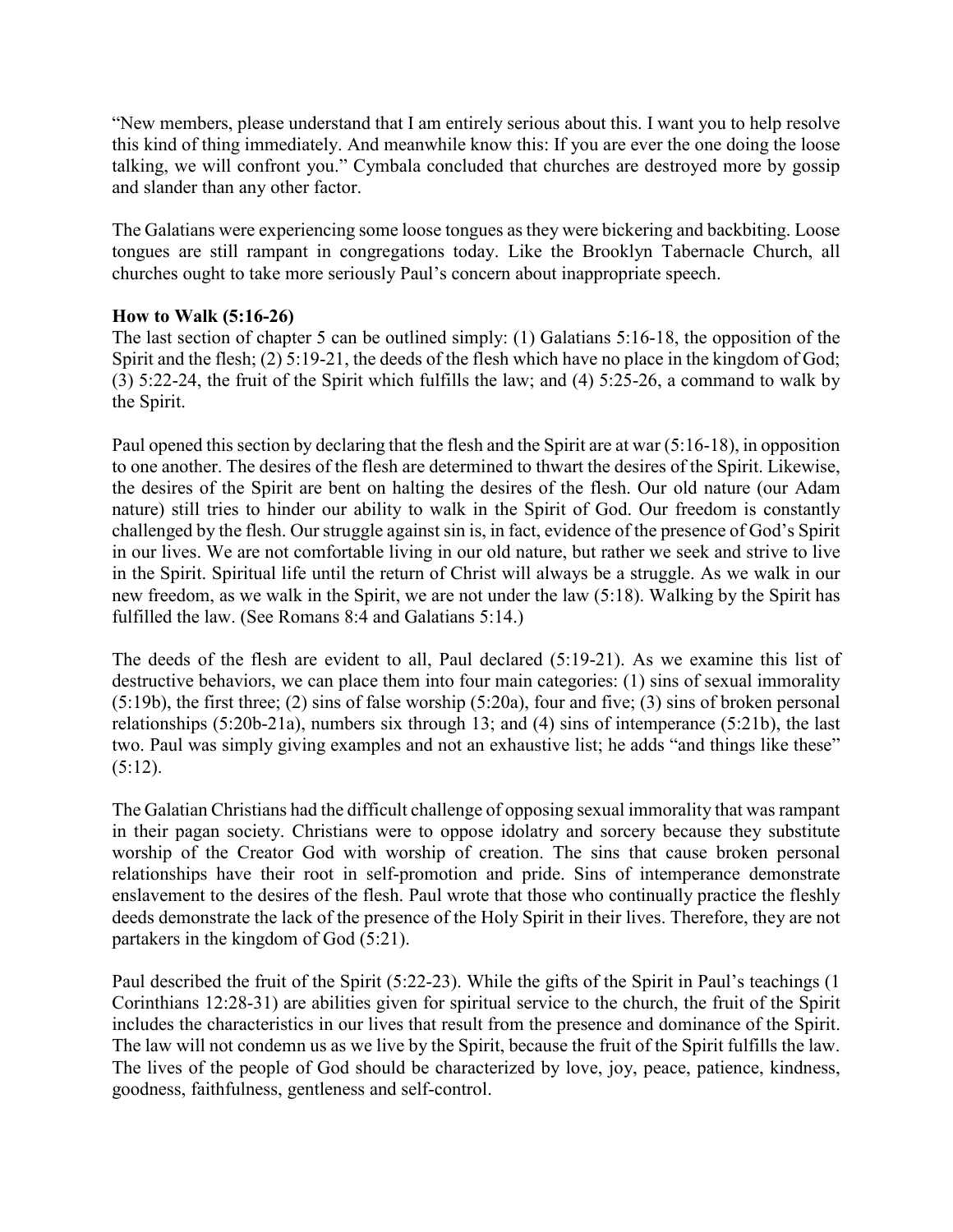"New members, please understand that I am entirely serious about this. I want you to help resolve this kind of thing immediately. And meanwhile know this: If you are ever the one doing the loose talking, we will confront you." Cymbala concluded that churches are destroyed more by gossip and slander than any other factor.

The Galatians were experiencing some loose tongues as they were bickering and backbiting. Loose tongues are still rampant in congregations today. Like the Brooklyn Tabernacle Church, all churches ought to take more seriously Paul's concern about inappropriate speech.

**How to Walk (5:16-26)**

The last section of chapter 5 can be outlined simply: (1) Galatians 5:16-18, the opposition of the Spirit and the flesh; (2) 5:19-21, the deeds of the flesh which have no place in the kingdom of God; (3) 5:22-24, the fruit of the Spirit which fulfills the law; and (4) 5:25-26, a command to walk by the Spirit.

Paul opened this section by declaring that the flesh and the Spirit are at war (5:16-18), in opposition to one another. The desires of the flesh are determined to thwart the desires of the Spirit. Likewise, the desires of the Spirit are bent on halting the desires of the flesh. Our old nature (our Adam nature) still tries to hinder our ability to walk in the Spirit of God. Our freedom is constantly challenged by the flesh. Our struggle against sin is, in fact, evidence of the presence of God's Spirit in our lives. We are not comfortable living in our old nature, but rather we seek and strive to live in the Spirit. Spiritual life until the return of Christ will always be a struggle. As we walk in our new freedom, as we walk in the Spirit, we are not under the law (5:18). Walking by the Spirit has fulfilled the law. (See Romans 8:4 and Galatians 5:14.)

The deeds of the flesh are evident to all, Paul declared (5:19-21). As we examine this list of destructive behaviors, we can place them into four main categories: (1) sins of sexual immorality (5:19b), the first three; (2) sins of false worship (5:20a), four and five; (3) sins of broken personal relationships (5:20b-21a), numbers six through 13; and (4) sins of intemperance (5:21b), the last two. Paul was simply giving examples and not an exhaustive list; he adds "and things like these" (5:12).

The Galatian Christians had the difficult challenge of opposing sexual immorality that was rampant in their pagan society. Christians were to oppose idolatry and sorcery because they substitute worship of the Creator God with worship of creation. The sins that cause broken personal relationships have their root in self-promotion and pride. Sins of intemperance demonstrate enslavement to the desires of the flesh. Paul wrote that those who continually practice the fleshly deeds demonstrate the lack of the presence of the Holy Spirit in their lives. Therefore, they are not partakers in the kingdom of God (5:21).

Paul described the fruit of the Spirit (5:22-23). While the gifts of the Spirit in Paul's teachings (1 Corinthians 12:28-31) are abilities given for spiritual service to the church, the fruit of the Spirit includes the characteristics in our lives that result from the presence and dominance of the Spirit. The law will not condemn us as we live by the Spirit, because the fruit of the Spirit fulfills the law. The lives of the people of God should be characterized by love, joy, peace, patience, kindness, goodness, faithfulness, gentleness and self-control.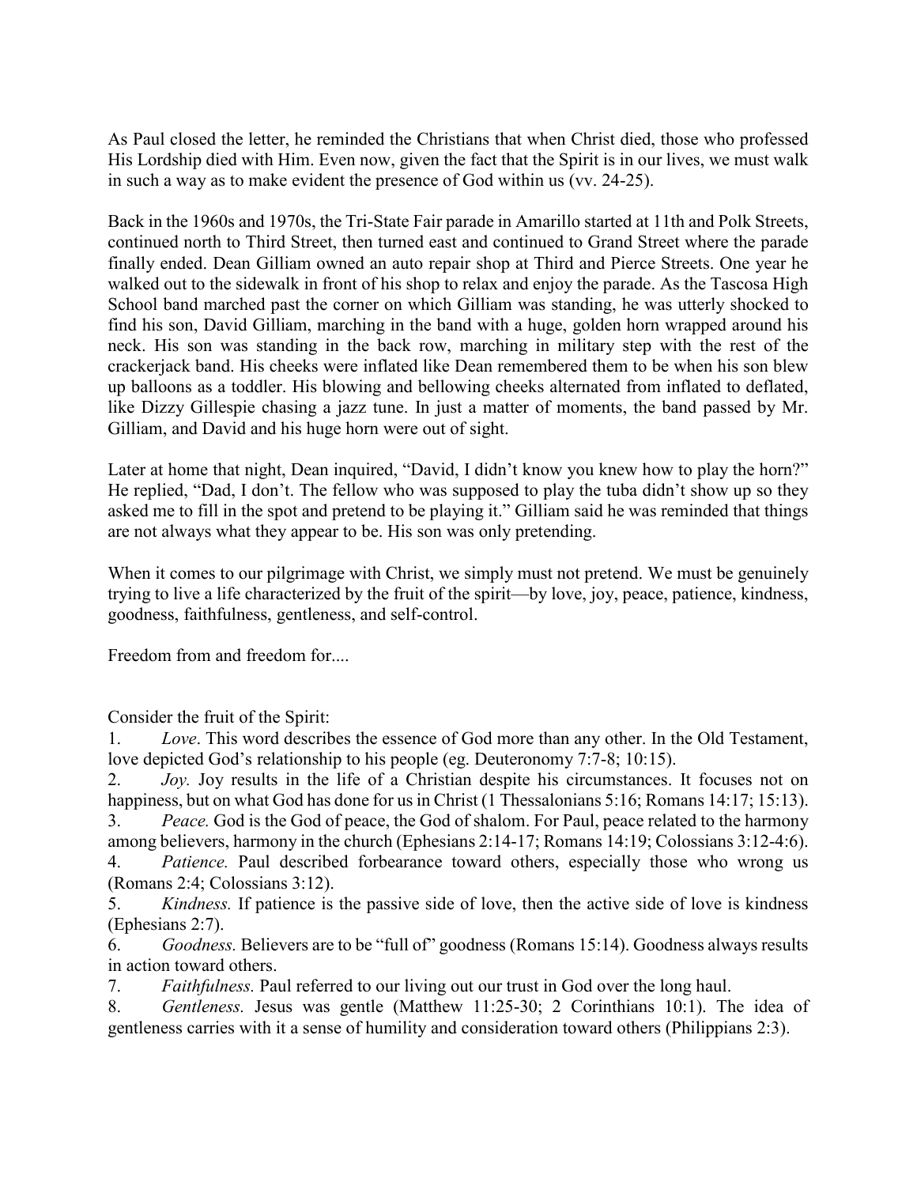As Paul closed the letter, he reminded the Christians that when Christ died, those who professed His Lordship died with Him. Even now, given the fact that the Spirit is in our lives, we must walk in such a way as to make evident the presence of God within us (vv. 24-25).

Back in the 1960s and 1970s, the Tri-State Fair parade in Amarillo started at 11th and Polk Streets, continued north to Third Street, then turned east and continued to Grand Street where the parade finally ended. Dean Gilliam owned an auto repair shop at Third and Pierce Streets. One year he walked out to the sidewalk in front of his shop to relax and enjoy the parade. As the Tascosa High School band marched past the corner on which Gilliam was standing, he was utterly shocked to find his son, David Gilliam, marching in the band with a huge, golden horn wrapped around his neck. His son was standing in the back row, marching in military step with the rest of the crackerjack band. His cheeks were inflated like Dean remembered them to be when his son blew up balloons as a toddler. His blowing and bellowing cheeks alternated from inflated to deflated, like Dizzy Gillespie chasing a jazz tune. In just a matter of moments, the band passed by Mr. Gilliam, and David and his huge horn were out of sight.

Later at home that night, Dean inquired, "David, I didn't know you knew how to play the horn?" He replied, "Dad, I don't. The fellow who was supposed to play the tuba didn't show up so they asked me to fill in the spot and pretend to be playing it." Gilliam said he was reminded that things are not always what they appear to be. His son was only pretending.

When it comes to our pilgrimage with Christ, we simply must not pretend. We must be genuinely trying to live a life characterized by the fruit of the spirit—by love, joy, peace, patience, kindness, goodness, faithfulness, gentleness, and self-control.

Freedom from and freedom for....

Consider the fruit of the Spirit:

1. *Love*. This word describes the essence of God more than any other. In the Old Testament, love depicted God's relationship to his people (eg. Deuteronomy 7:7-8; 10:15).
2. *Joy.* Joy results in the life of a Christian despite his circumstances. It focuses not on happiness, but on what God has done for us in Christ (1 Thessalonians 5:16; Romans 14:17; 15:13).
3. *Peace.* God is the God of peace, the God of shalom. For Paul, peace related to the harmony among believers, harmony in the church (Ephesians 2:14-17; Romans 14:19; Colossians 3:12-4:6).
4. *Patience.* Paul described forbearance toward others, especially those who wrong us (Romans 2:4; Colossians 3:12).
5. *Kindness.* If patience is the passive side of love, then the active side of love is kindness (Ephesians 2:7).
6. *Goodness.* Believers are to be "full of" goodness (Romans 15:14). Goodness always results in action toward others.
7. *Faithfulness.* Paul referred to our living out our trust in God over the long haul.
8. *Gentleness.* Jesus was gentle (Matthew 11:25-30; 2 Corinthians 10:1). The idea of gentleness carries with it a sense of humility and consideration toward others (Philippians 2:3).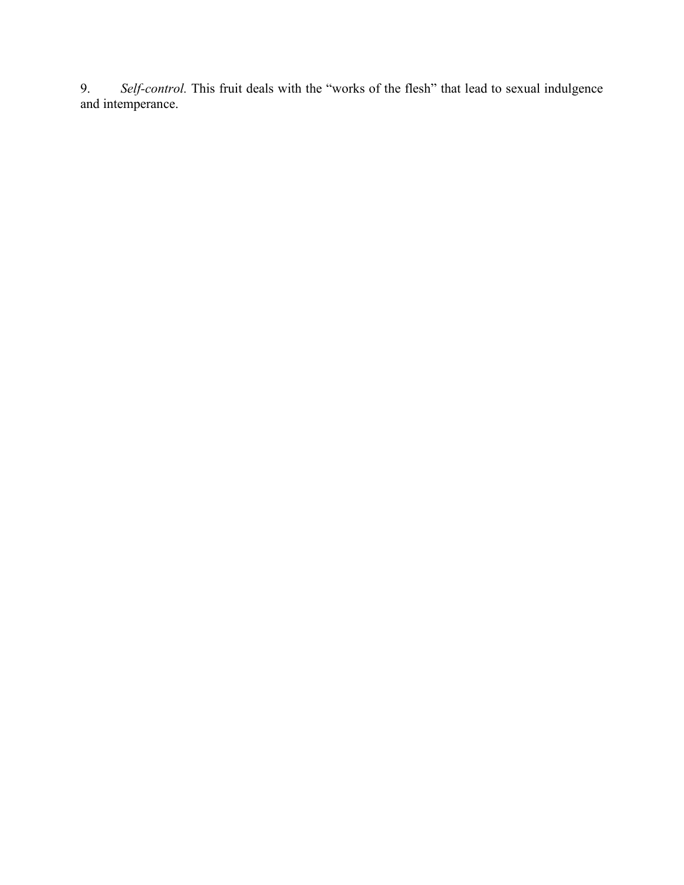9. *Self-control.* This fruit deals with the "works of the flesh" that lead to sexual indulgence and intemperance.